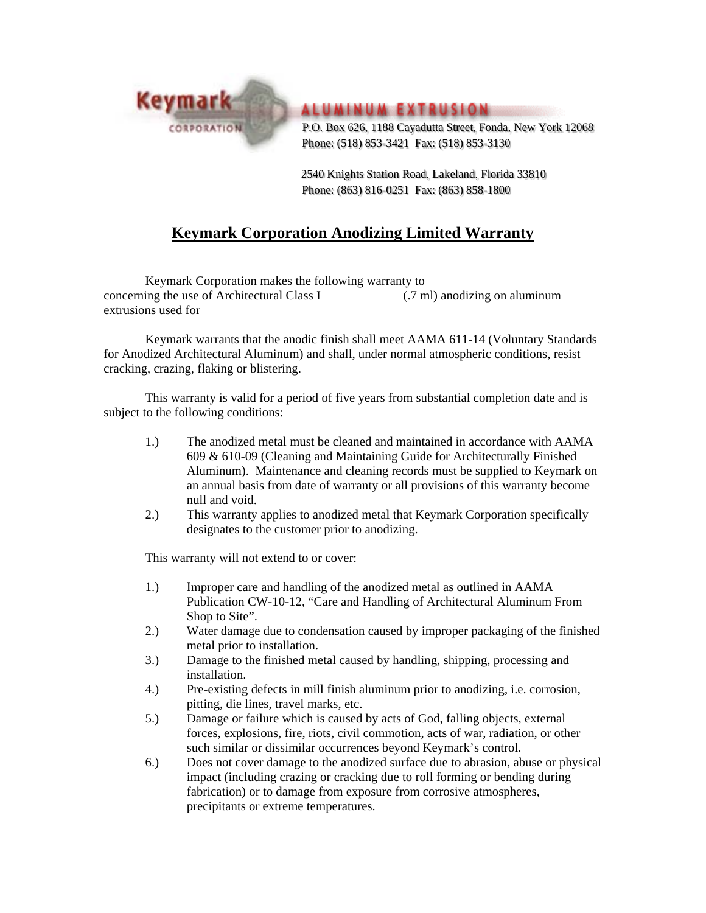Keymark CORPORATION

ALUMINUM EXTRUSION

P.O. Box 626, 1188 Cayadutta Street, Fonda, New York 12068
Phone: (518) 853-3421 Fax: (518) 853-3130

2540 Knights Station Road, Lakeland, Florida 33810
Phone: (863) 816-0251 Fax: (863) 858-1800

## Keymark Corporation Anodizing Limited Warranty

Keymark Corporation makes the following warranty to concerning the use of Architectural Class I (.7 ml) anodizing on aluminum extrusions used for

Keymark warrants that the anodic finish shall meet AAMA 611-14 (Voluntary Standards for Anodized Architectural Aluminum) and shall, under normal atmospheric conditions, resist cracking, crazing, flaking or blistering.

This warranty is valid for a period of five years from substantial completion date and is subject to the following conditions:

1.) The anodized metal must be cleaned and maintained in accordance with AAMA 609 & 610-09 (Cleaning and Maintaining Guide for Architecturally Finished Aluminum). Maintenance and cleaning records must be supplied to Keymark on an annual basis from date of warranty or all provisions of this warranty become null and void.
2.) This warranty applies to anodized metal that Keymark Corporation specifically designates to the customer prior to anodizing.

This warranty will not extend to or cover:

1.) Improper care and handling of the anodized metal as outlined in AAMA Publication CW-10-12, "Care and Handling of Architectural Aluminum From Shop to Site".
2.) Water damage due to condensation caused by improper packaging of the finished metal prior to installation.
3.) Damage to the finished metal caused by handling, shipping, processing and installation.
4.) Pre-existing defects in mill finish aluminum prior to anodizing, i.e. corrosion, pitting, die lines, travel marks, etc.
5.) Damage or failure which is caused by acts of God, falling objects, external forces, explosions, fire, riots, civil commotion, acts of war, radiation, or other such similar or dissimilar occurrences beyond Keymark's control.
6.) Does not cover damage to the anodized surface due to abrasion, abuse or physical impact (including crazing or cracking due to roll forming or bending during fabrication) or to damage from exposure from corrosive atmospheres, precipitants or extreme temperatures.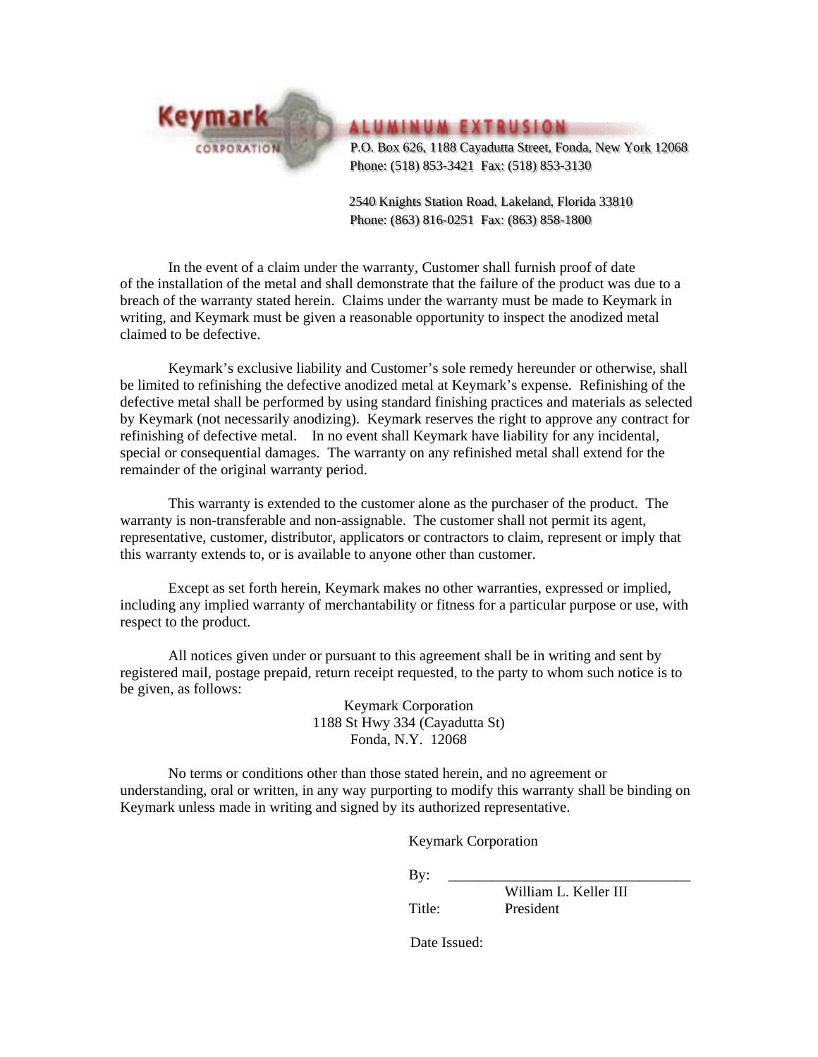Keymark CORPORATION

ALUMINUM EXTRUSION

P.O. Box 626, 1188 Cayadutta Street, Fonda, New York 12068
Phone: (518) 853-3421 Fax: (518) 853-3130

2540 Knights Station Road, Lakeland, Florida 33810
Phone: (863) 816-0251 Fax: (863) 858-1800

In the event of a claim under the warranty, Customer shall furnish proof of date of the installation of the metal and shall demonstrate that the failure of the product was due to a breach of the warranty stated herein. Claims under the warranty must be made to Keymark in writing, and Keymark must be given a reasonable opportunity to inspect the anodized metal claimed to be defective.

Keymark's exclusive liability and Customer's sole remedy hereunder or otherwise, shall be limited to refinishing the defective anodized metal at Keymark's expense. Refinishing of the defective metal shall be performed by using standard finishing practices and materials as selected by Keymark (not necessarily anodizing). Keymark reserves the right to approve any contract for refinishing of defective metal. In no event shall Keymark have liability for any incidental, special or consequential damages. The warranty on any refinished metal shall extend for the remainder of the original warranty period.

This warranty is extended to the customer alone as the purchaser of the product. The warranty is non-transferable and non-assignable. The customer shall not permit its agent, representative, customer, distributor, applicators or contractors to claim, represent or imply that this warranty extends to, or is available to anyone other than customer.

Except as set forth herein, Keymark makes no other warranties, expressed or implied, including any implied warranty of merchantability or fitness for a particular purpose or use, with respect to the product.

All notices given under or pursuant to this agreement shall be in writing and sent by registered mail, postage prepaid, return receipt requested, to the party to whom such notice is to be given, as follows:

Keymark Corporation
1188 St Hwy 334 (Cayadutta St)
Fonda, N.Y. 12068

No terms or conditions other than those stated herein, and no agreement or understanding, oral or written, in any way purporting to modify this warranty shall be binding on Keymark unless made in writing and signed by its authorized representative.

Keymark Corporation

By: ________________________________
William L. Keller III

Title: President

Date Issued: